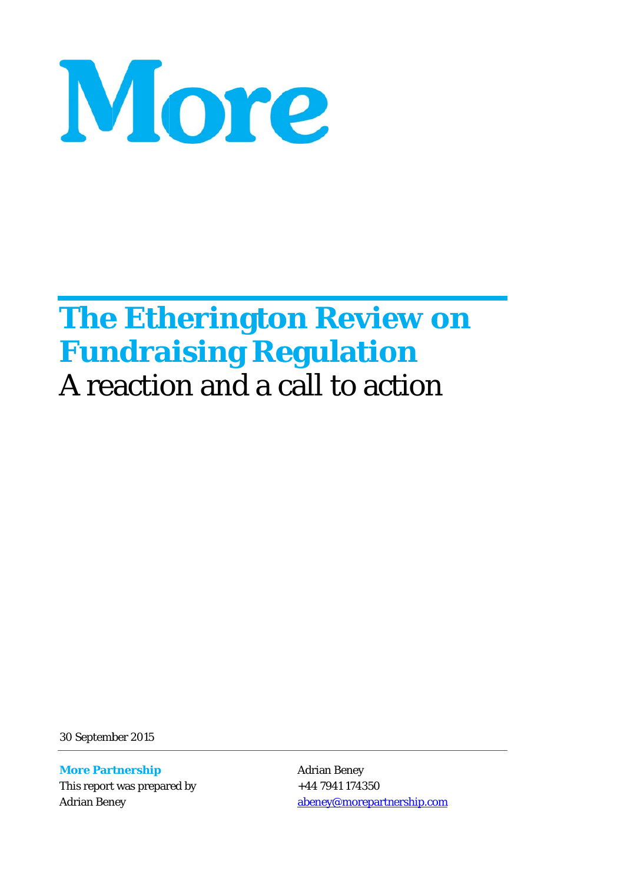More

# The Etherington Review on Fundraising Regulation

A reaction and a call to action

30 September 2015

**More Partnership**
This report was prepared by
Adrian Beney

Adrian Beney
+44 7941 174350
abeney@morepartnership.com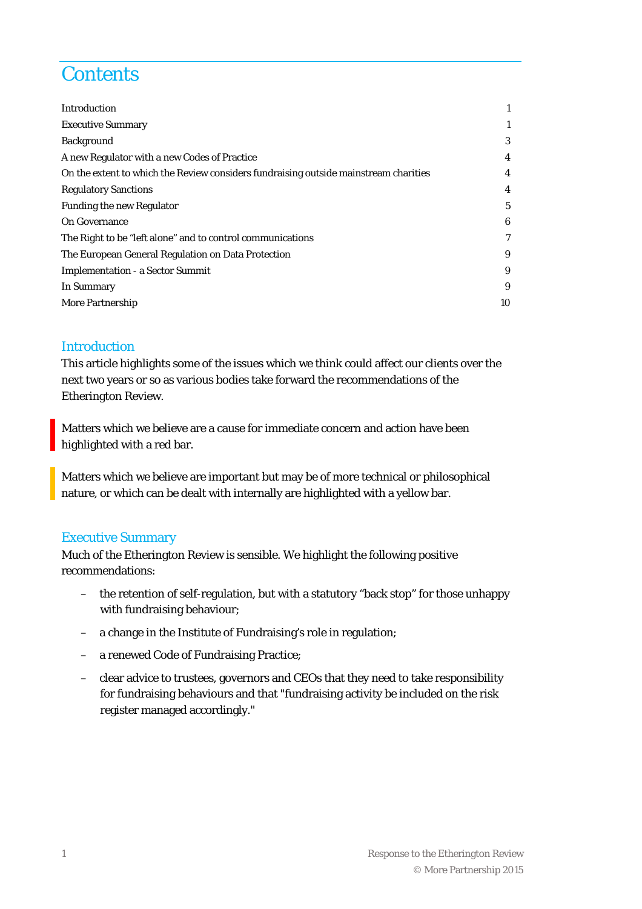# Contents

| | |
|---|---|
| Introduction | 1 |
| Executive Summary | 1 |
| Background | 3 |
| A new Regulator with a new Codes of Practice | 4 |
| On the extent to which the Review considers fundraising outside mainstream charities | 4 |
| Regulatory Sanctions | 4 |
| Funding the new Regulator | 5 |
| On Governance | 6 |
| The Right to be "left alone" and to control communications | 7 |
| The European General Regulation on Data Protection | 9 |
| Implementation - a Sector Summit | 9 |
| In Summary | 9 |
| More Partnership | 10 |

## Introduction

This article highlights some of the issues which we think could affect our clients over the next two years or so as various bodies take forward the recommendations of the Etherington Review.

Matters which we believe are a cause for immediate concern and action have been highlighted with a red bar.

Matters which we believe are important but may be of more technical or philosophical nature, or which can be dealt with internally are highlighted with a yellow bar.

## Executive Summary

Much of the Etherington Review is sensible. We highlight the following positive recommendations:

- the retention of self-regulation, but with a statutory "back stop" for those unhappy with fundraising behaviour;
- a change in the Institute of Fundraising's role in regulation;
- a renewed Code of Fundraising Practice;
- clear advice to trustees, governors and CEOs that they need to take responsibility for fundraising behaviours and that "fundraising activity be included on the risk register managed accordingly."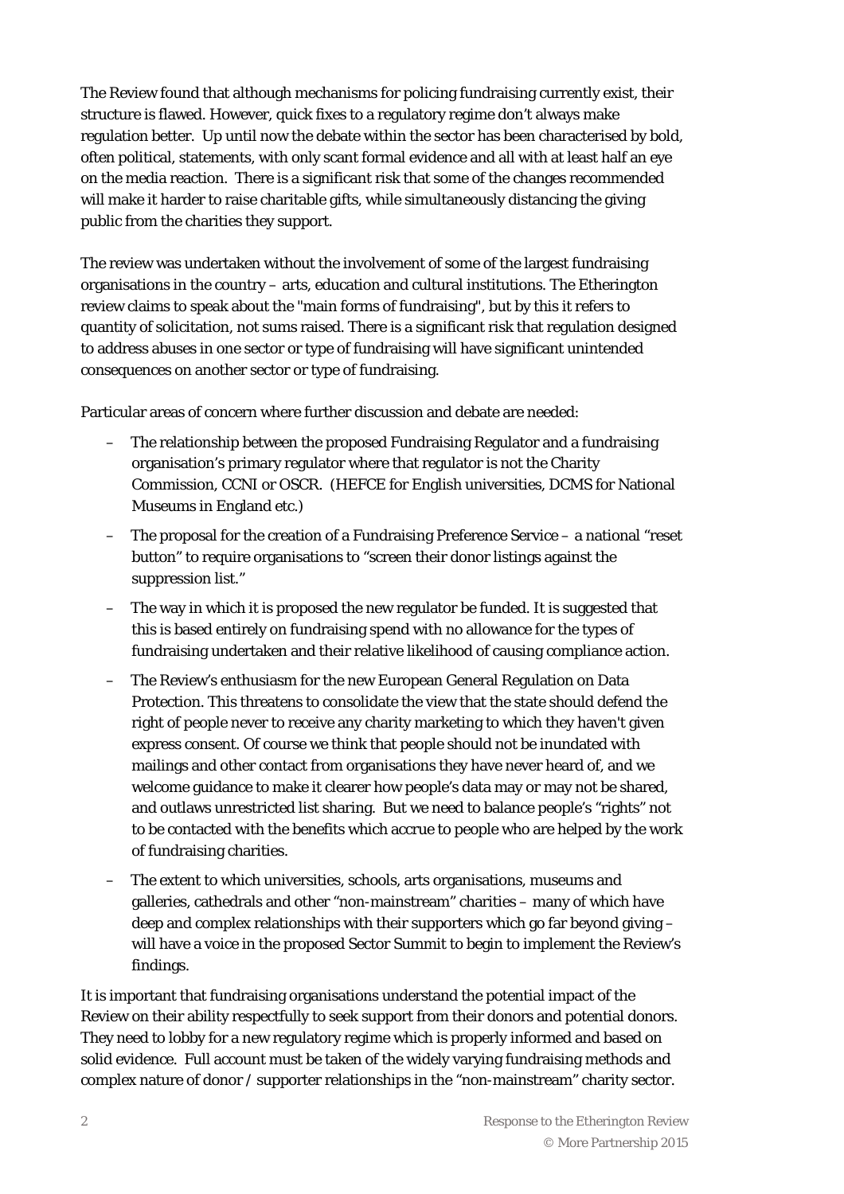The Review found that although mechanisms for policing fundraising currently exist, their structure is flawed. However, quick fixes to a regulatory regime don't always make regulation better. Up until now the debate within the sector has been characterised by bold, often political, statements, with only scant formal evidence and all with at least half an eye on the media reaction. There is a significant risk that some of the changes recommended will make it harder to raise charitable gifts, while simultaneously distancing the giving public from the charities they support.

The review was undertaken without the involvement of some of the largest fundraising organisations in the country – arts, education and cultural institutions. The Etherington review claims to speak about the "main forms of fundraising", but by this it refers to quantity of solicitation, not sums raised. There is a significant risk that regulation designed to address abuses in one sector or type of fundraising will have significant unintended consequences on another sector or type of fundraising.

Particular areas of concern where further discussion and debate are needed:

- The relationship between the proposed Fundraising Regulator and a fundraising organisation's primary regulator where that regulator is not the Charity Commission, CCNI or OSCR. (HEFCE for English universities, DCMS for National Museums in England etc.)
- The proposal for the creation of a Fundraising Preference Service – a national "reset button" to require organisations to "screen their donor listings against the suppression list."
- The way in which it is proposed the new regulator be funded. It is suggested that this is based entirely on fundraising spend with no allowance for the types of fundraising undertaken and their relative likelihood of causing compliance action.
- The Review's enthusiasm for the new European General Regulation on Data Protection. This threatens to consolidate the view that the state should defend the right of people never to receive any charity marketing to which they haven't given express consent. Of course we think that people should not be inundated with mailings and other contact from organisations they have never heard of, and we welcome guidance to make it clearer how people's data may or may not be shared, and outlaws unrestricted list sharing. But we need to balance people's "rights" not to be contacted with the benefits which accrue to people who are helped by the work of fundraising charities.
- The extent to which universities, schools, arts organisations, museums and galleries, cathedrals and other "non-mainstream" charities – many of which have deep and complex relationships with their supporters which go far beyond giving – will have a voice in the proposed Sector Summit to begin to implement the Review's findings.

It is important that fundraising organisations understand the potential impact of the Review on their ability respectfully to seek support from their donors and potential donors. They need to lobby for a new regulatory regime which is properly informed and based on solid evidence. Full account must be taken of the widely varying fundraising methods and complex nature of donor / supporter relationships in the "non-mainstream" charity sector.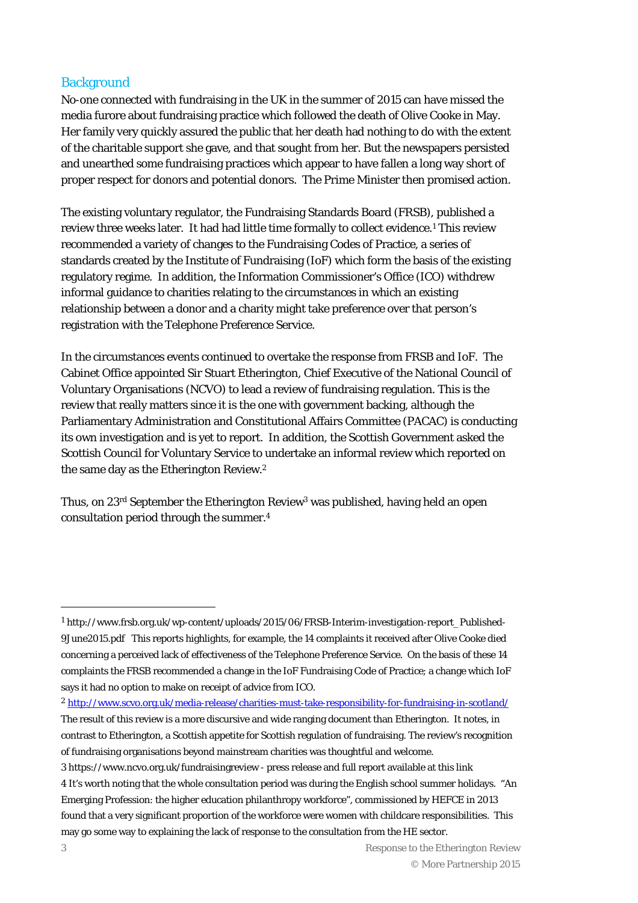## Background

No-one connected with fundraising in the UK in the summer of 2015 can have missed the media furore about fundraising practice which followed the death of Olive Cooke in May. Her family very quickly assured the public that her death had nothing to do with the extent of the charitable support she gave, and that sought from her. But the newspapers persisted and unearthed some fundraising practices which appear to have fallen a long way short of proper respect for donors and potential donors. The Prime Minister then promised action.

The existing voluntary regulator, the Fundraising Standards Board (FRSB), published a review three weeks later. It had had little time formally to collect evidence.[1] This review recommended a variety of changes to the Fundraising Codes of Practice, a series of standards created by the Institute of Fundraising (IoF) which form the basis of the existing regulatory regime. In addition, the Information Commissioner's Office (ICO) withdrew informal guidance to charities relating to the circumstances in which an existing relationship between a donor and a charity might take preference over that person's registration with the Telephone Preference Service.

In the circumstances events continued to overtake the response from FRSB and IoF. The Cabinet Office appointed Sir Stuart Etherington, Chief Executive of the National Council of Voluntary Organisations (NCVO) to lead a review of fundraising regulation. This is the review that really matters since it is the one with government backing, although the Parliamentary Administration and Constitutional Affairs Committee (PACAC) is conducting its own investigation and is yet to report. In addition, the Scottish Government asked the Scottish Council for Voluntary Service to undertake an informal review which reported on the same day as the Etherington Review.[2]

Thus, on 23rd September the Etherington Review[3] was published, having held an open consultation period through the summer.[4]

---

[1] http://www.frsb.org.uk/wp-content/uploads/2015/06/FRSB-Interim-investigation-report_Published-9June2015.pdf This reports highlights, for example, the 14 complaints it received after Olive Cooke died concerning a perceived lack of effectiveness of the Telephone Preference Service. On the basis of these 14 complaints the FRSB recommended a change in the IoF Fundraising Code of Practice; a change which IoF says it had no option to make on receipt of advice from ICO.

[2] http://www.scvo.org.uk/media-release/charities-must-take-responsibility-for-fundraising-in-scotland/ The result of this review is a more discursive and wide ranging document than Etherington. It notes, in contrast to Etherington, a Scottish appetite for Scottish regulation of fundraising. The review's recognition of fundraising organisations beyond mainstream charities was thoughtful and welcome.

[3] https://www.ncvo.org.uk/fundraisingreview - press release and full report available at this link

[4] It's worth noting that the whole consultation period was during the English school summer holidays. "An Emerging Profession: the higher education philanthropy workforce", commissioned by HEFCE in 2013 found that a very significant proportion of the workforce were women with childcare responsibilities. This may go some way to explaining the lack of response to the consultation from the HE sector.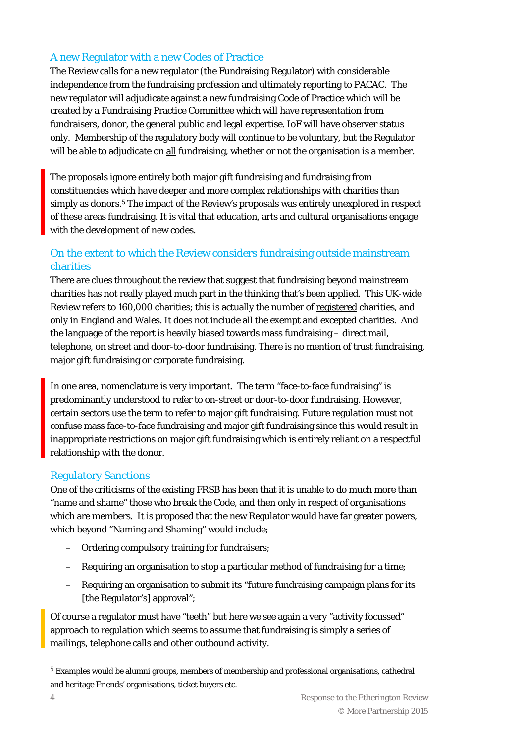## A new Regulator with a new Codes of Practice

The Review calls for a new regulator (the Fundraising Regulator) with considerable independence from the fundraising profession and ultimately reporting to PACAC. The new regulator will adjudicate against a new fundraising Code of Practice which will be created by a Fundraising Practice Committee which will have representation from fundraisers, donor, the general public and legal expertise. IoF will have observer status only. Membership of the regulatory body will continue to be voluntary, but the Regulator will be able to adjudicate on all fundraising, whether or not the organisation is a member.

The proposals ignore entirely both major gift fundraising and fundraising from constituencies which have deeper and more complex relationships with charities than simply as donors.[5] The impact of the Review's proposals was entirely unexplored in respect of these areas fundraising. It is vital that education, arts and cultural organisations engage with the development of new codes.

## On the extent to which the Review considers fundraising outside mainstream charities

There are clues throughout the review that suggest that fundraising beyond mainstream charities has not really played much part in the thinking that's been applied. This UK-wide Review refers to 160,000 charities; this is actually the number of registered charities, and only in England and Wales. It does not include all the exempt and excepted charities. And the language of the report is heavily biased towards mass fundraising – direct mail, telephone, on street and door-to-door fundraising. There is no mention of trust fundraising, major gift fundraising or corporate fundraising.

In one area, nomenclature is very important. The term "face-to-face fundraising" is predominantly understood to refer to on-street or door-to-door fundraising. However, certain sectors use the term to refer to major gift fundraising. Future regulation must not confuse mass face-to-face fundraising and major gift fundraising since this would result in inappropriate restrictions on major gift fundraising which is entirely reliant on a respectful relationship with the donor.

## Regulatory Sanctions

One of the criticisms of the existing FRSB has been that it is unable to do much more than "name and shame" those who break the Code, and then only in respect of organisations which are members. It is proposed that the new Regulator would have far greater powers, which beyond "Naming and Shaming" would include;

- Ordering compulsory training for fundraisers;
- Requiring an organisation to stop a particular method of fundraising for a time;
- Requiring an organisation to submit its "future fundraising campaign plans for its [the Regulator's] approval";

Of course a regulator must have "teeth" but here we see again a very "activity focussed" approach to regulation which seems to assume that fundraising is simply a series of mailings, telephone calls and other outbound activity.

[5] Examples would be alumni groups, members of membership and professional organisations, cathedral and heritage Friends' organisations, ticket buyers etc.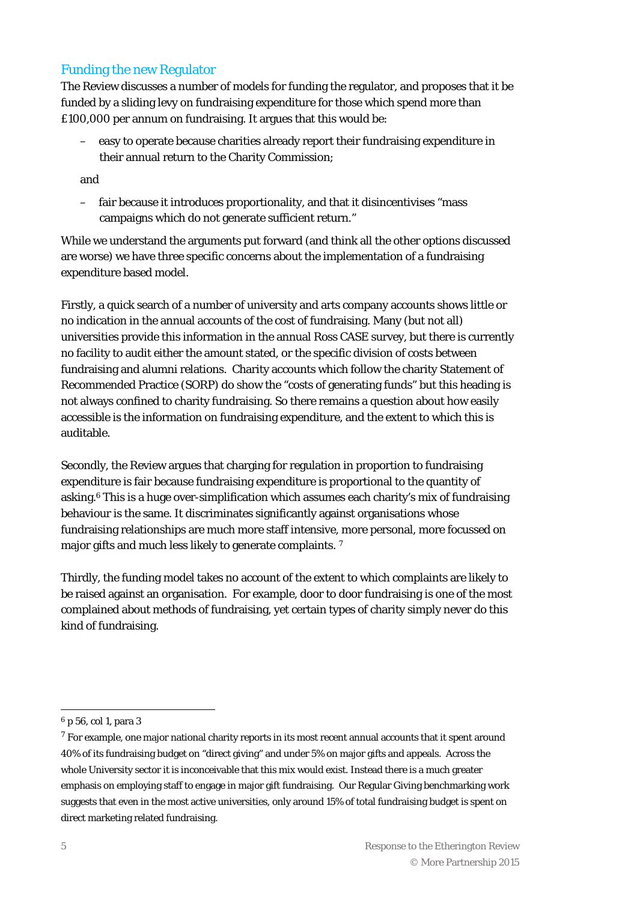## Funding the new Regulator

The Review discusses a number of models for funding the regulator, and proposes that it be funded by a sliding levy on fundraising expenditure for those which spend more than £100,000 per annum on fundraising. It argues that this would be:

- easy to operate because charities already report their fundraising expenditure in their annual return to the Charity Commission;

and

- fair because it introduces proportionality, and that it disincentivises "mass campaigns which do not generate sufficient return."

While we understand the arguments put forward (and think all the other options discussed are worse) we have three specific concerns about the implementation of a fundraising expenditure based model.

Firstly, a quick search of a number of university and arts company accounts shows little or no indication in the annual accounts of the cost of fundraising. Many (but not all) universities provide this information in the annual Ross CASE survey, but there is currently no facility to audit either the amount stated, or the specific division of costs between fundraising and alumni relations. Charity accounts which follow the charity Statement of Recommended Practice (SORP) do show the "costs of generating funds" but this heading is not always confined to charity fundraising. So there remains a question about how easily accessible is the information on fundraising expenditure, and the extent to which this is auditable.

Secondly, the Review argues that charging for regulation in proportion to fundraising expenditure is fair because fundraising expenditure is proportional to the quantity of asking.[6] This is a huge over-simplification which assumes each charity's mix of fundraising behaviour is the same. It discriminates significantly against organisations whose fundraising relationships are much more staff intensive, more personal, more focussed on major gifts and much less likely to generate complaints. [7]

Thirdly, the funding model takes no account of the extent to which complaints are likely to be raised against an organisation. For example, door to door fundraising is one of the most complained about methods of fundraising, yet certain types of charity simply never do this kind of fundraising.

---

[6] p 56, col 1, para 3

[7] For example, one major national charity reports in its most recent annual accounts that it spent around 40% of its fundraising budget on "direct giving" and under 5% on major gifts and appeals. Across the whole University sector it is inconceivable that this mix would exist. Instead there is a much greater emphasis on employing staff to engage in major gift fundraising. Our Regular Giving benchmarking work suggests that even in the most active universities, only around 15% of total fundraising budget is spent on direct marketing related fundraising.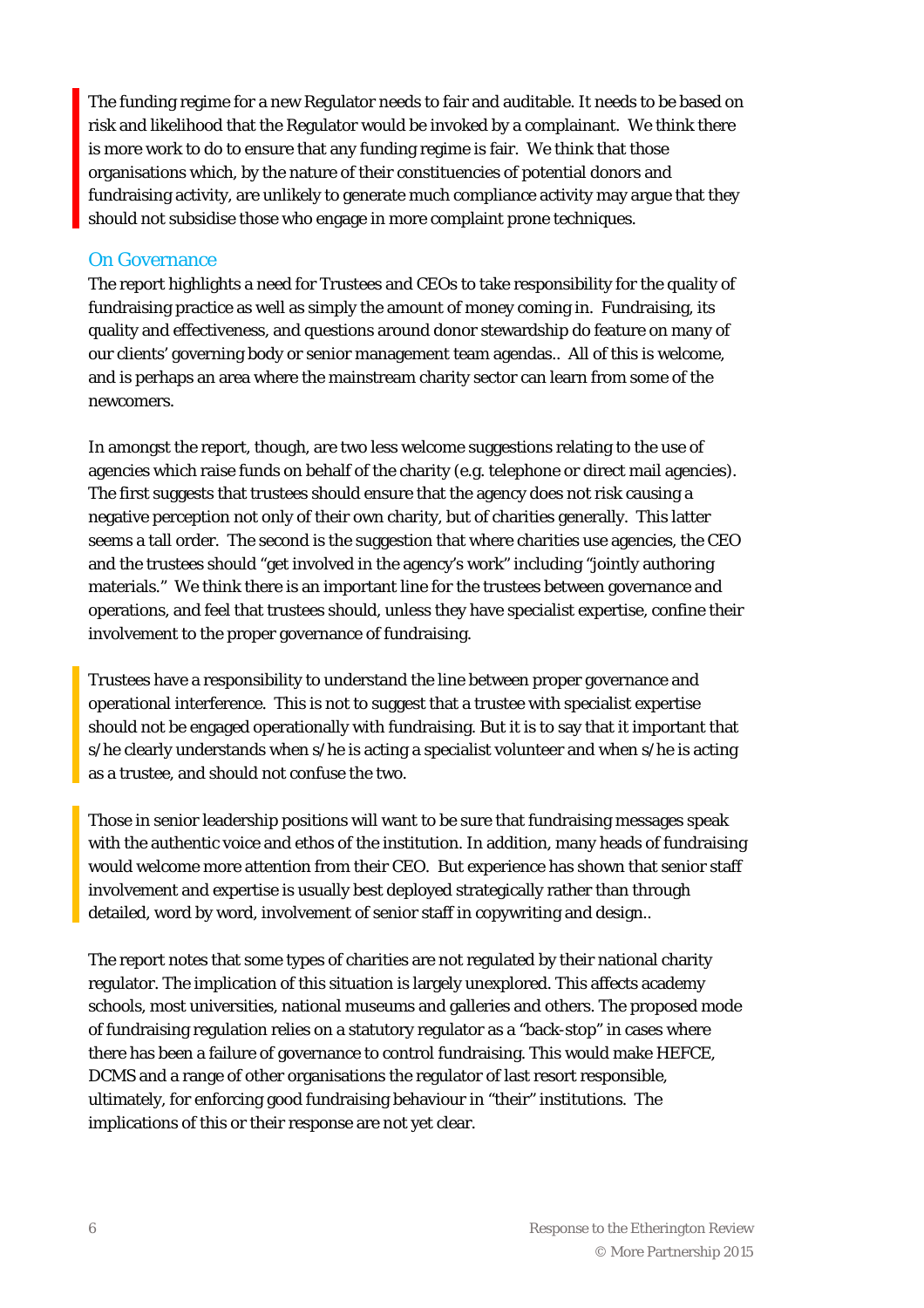The funding regime for a new Regulator needs to fair and auditable. It needs to be based on risk and likelihood that the Regulator would be invoked by a complainant. We think there is more work to do to ensure that any funding regime is fair. We think that those organisations which, by the nature of their constituencies of potential donors and fundraising activity, are unlikely to generate much compliance activity may argue that they should not subsidise those who engage in more complaint prone techniques.

## On Governance

The report highlights a need for Trustees and CEOs to take responsibility for the quality of fundraising practice as well as simply the amount of money coming in. Fundraising, its quality and effectiveness, and questions around donor stewardship do feature on many of our clients' governing body or senior management team agendas.. All of this is welcome, and is perhaps an area where the mainstream charity sector can learn from some of the newcomers.

In amongst the report, though, are two less welcome suggestions relating to the use of agencies which raise funds on behalf of the charity (e.g. telephone or direct mail agencies). The first suggests that trustees should ensure that the agency does not risk causing a negative perception not only of their own charity, but of charities generally. This latter seems a tall order. The second is the suggestion that where charities use agencies, the CEO and the trustees should "get involved in the agency's work" including "jointly authoring materials." We think there is an important line for the trustees between governance and operations, and feel that trustees should, unless they have specialist expertise, confine their involvement to the proper governance of fundraising.

Trustees have a responsibility to understand the line between proper governance and operational interference. This is not to suggest that a trustee with specialist expertise should not be engaged operationally with fundraising. But it is to say that it important that s/he clearly understands when s/he is acting a specialist volunteer and when s/he is acting as a trustee, and should not confuse the two.

Those in senior leadership positions will want to be sure that fundraising messages speak with the authentic voice and ethos of the institution. In addition, many heads of fundraising would welcome more attention from their CEO. But experience has shown that senior staff involvement and expertise is usually best deployed strategically rather than through detailed, word by word, involvement of senior staff in copywriting and design..

The report notes that some types of charities are not regulated by their national charity regulator. The implication of this situation is largely unexplored. This affects academy schools, most universities, national museums and galleries and others. The proposed mode of fundraising regulation relies on a statutory regulator as a "back-stop" in cases where there has been a failure of governance to control fundraising. This would make HEFCE, DCMS and a range of other organisations the regulator of last resort responsible, ultimately, for enforcing good fundraising behaviour in "their" institutions. The implications of this or their response are not yet clear.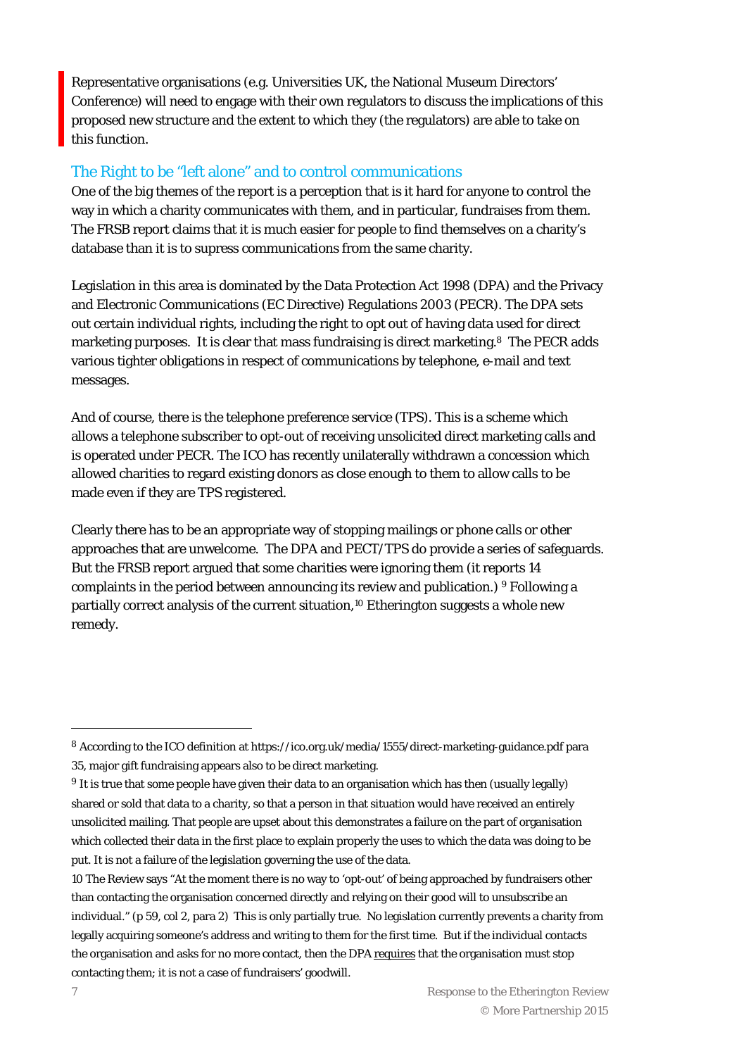Representative organisations (e.g. Universities UK, the National Museum Directors' Conference) will need to engage with their own regulators to discuss the implications of this proposed new structure and the extent to which they (the regulators) are able to take on this function.

## The Right to be "left alone" and to control communications

One of the big themes of the report is a perception that is it hard for anyone to control the way in which a charity communicates with them, and in particular, fundraises from them. The FRSB report claims that it is much easier for people to find themselves on a charity's database than it is to supress communications from the same charity.

Legislation in this area is dominated by the Data Protection Act 1998 (DPA) and the Privacy and Electronic Communications (EC Directive) Regulations 2003 (PECR). The DPA sets out certain individual rights, including the right to opt out of having data used for direct marketing purposes. It is clear that mass fundraising is direct marketing.[8] The PECR adds various tighter obligations in respect of communications by telephone, e-mail and text messages.

And of course, there is the telephone preference service (TPS). This is a scheme which allows a telephone subscriber to opt-out of receiving unsolicited direct marketing calls and is operated under PECR. The ICO has recently unilaterally withdrawn a concession which allowed charities to regard existing donors as close enough to them to allow calls to be made even if they are TPS registered.

Clearly there has to be an appropriate way of stopping mailings or phone calls or other approaches that are unwelcome. The DPA and PECT/TPS do provide a series of safeguards. But the FRSB report argued that some charities were ignoring them (it reports 14 complaints in the period between announcing its review and publication.) [9] Following a partially correct analysis of the current situation,[10] Etherington suggests a whole new remedy.

---

[8] According to the ICO definition at https://ico.org.uk/media/1555/direct-marketing-guidance.pdf para 35, major gift fundraising appears also to be direct marketing.

[9] It is true that some people have given their data to an organisation which has then (usually legally) shared or sold that data to a charity, so that a person in that situation would have received an entirely unsolicited mailing. That people are upset about this demonstrates a failure on the part of organisation which collected their data in the first place to explain properly the uses to which the data was doing to be put. It is not a failure of the legislation governing the use of the data.

10 The Review says "At the moment there is no way to 'opt-out' of being approached by fundraisers other than contacting the organisation concerned directly and relying on their good will to unsubscribe an individual." (p 59, col 2, para 2) This is only partially true. No legislation currently prevents a charity from legally acquiring someone's address and writing to them for the first time. But if the individual contacts the organisation and asks for no more contact, then the DPA requires that the organisation must stop contacting them; it is not a case of fundraisers' goodwill.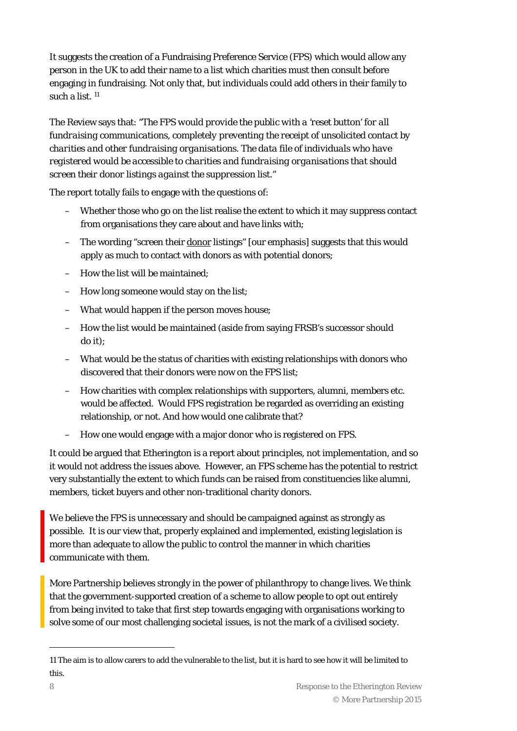It suggests the creation of a Fundraising Preference Service (FPS) which would allow any person in the UK to add their name to a list which charities must then consult before engaging in fundraising. Not only that, but individuals could add others in their family to such a list. [11]

The Review says that: "*The FPS would provide the public with a 'reset button' for all fundraising communications, completely preventing the receipt of unsolicited contact by charities and other fundraising organisations. The data file of individuals who have registered would be accessible to charities and fundraising organisations that should screen their donor listings against the suppression list.*"

The report totally fails to engage with the questions of:

- Whether those who go on the list realise the extent to which it may suppress contact from organisations they care about and have links with;
- The wording "screen their <u>donor</u> listings" [our emphasis] suggests that this would apply as much to contact with donors as with potential donors;
- How the list will be maintained;
- How long someone would stay on the list;
- What would happen if the person moves house;
- How the list would be maintained (aside from saying FRSB's successor should do it);
- What would be the status of charities with existing relationships with donors who discovered that their donors were now on the FPS list;
- How charities with complex relationships with supporters, alumni, members etc. would be affected. Would FPS registration be regarded as overriding an existing relationship, or not. And how would one calibrate that?
- How one would engage with a major donor who is registered on FPS.

It could be argued that Etherington is a report about principles, not implementation, and so it would not address the issues above. However, an FPS scheme has the potential to restrict very substantially the extent to which funds can be raised from constituencies like alumni, members, ticket buyers and other non-traditional charity donors.

We believe the FPS is unnecessary and should be campaigned against as strongly as possible. It is our view that, properly explained and implemented, existing legislation is more than adequate to allow the public to control the manner in which charities communicate with them.

More Partnership believes strongly in the power of philanthropy to change lives. We think that the government-supported creation of a scheme to allow people to opt out entirely from being invited to take that first step towards engaging with organisations working to solve some of our most challenging societal issues, is not the mark of a civilised society.

---

11 The aim is to allow carers to add the vulnerable to the list, but it is hard to see how it will be limited to this.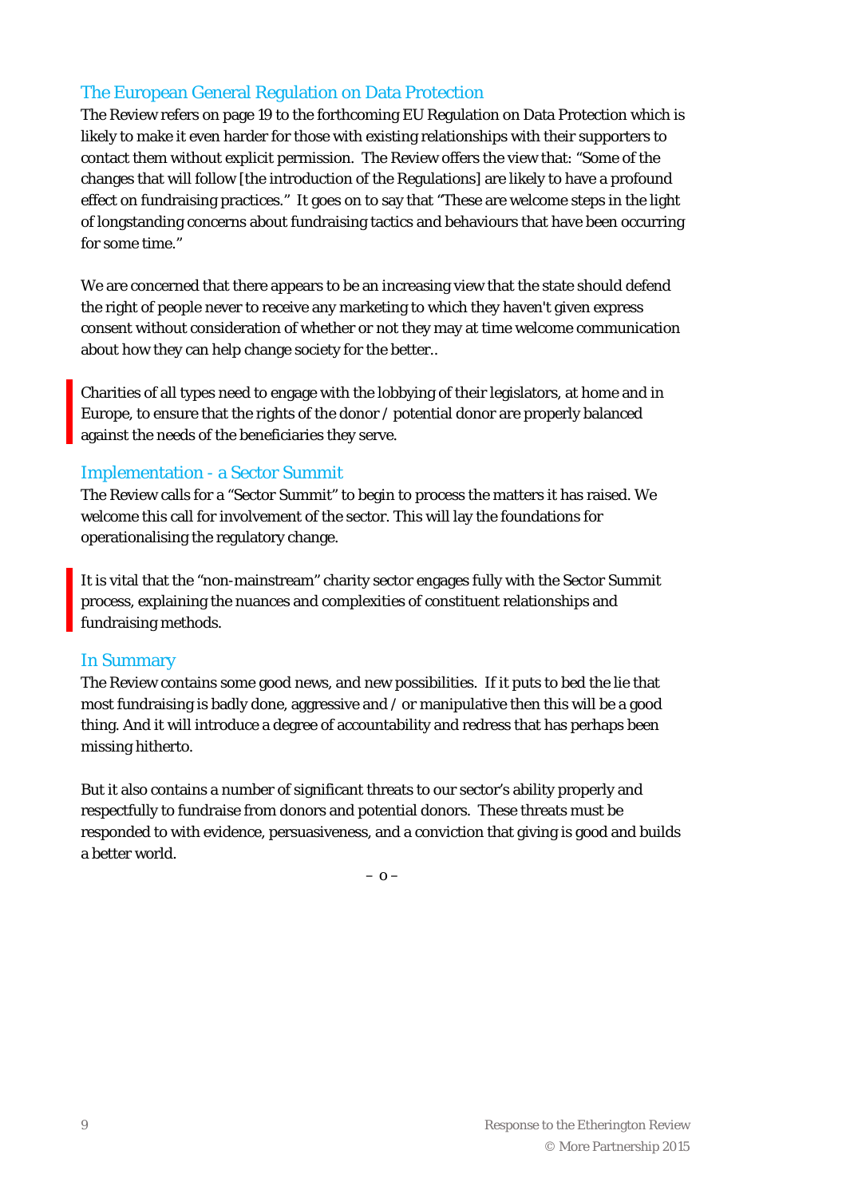## The European General Regulation on Data Protection

The Review refers on page 19 to the forthcoming EU Regulation on Data Protection which is likely to make it even harder for those with existing relationships with their supporters to contact them without explicit permission. The Review offers the view that: "Some of the changes that will follow [the introduction of the Regulations] are likely to have a profound effect on fundraising practices." It goes on to say that "These are welcome steps in the light of longstanding concerns about fundraising tactics and behaviours that have been occurring for some time."

We are concerned that there appears to be an increasing view that the state should defend the right of people never to receive any marketing to which they haven't given express consent without consideration of whether or not they may at time welcome communication about how they can help change society for the better..

> Charities of all types need to engage with the lobbying of their legislators, at home and in Europe, to ensure that the rights of the donor / potential donor are properly balanced against the needs of the beneficiaries they serve.

## Implementation - a Sector Summit

The Review calls for a "Sector Summit" to begin to process the matters it has raised. We welcome this call for involvement of the sector. This will lay the foundations for operationalising the regulatory change.

> It is vital that the "non-mainstream" charity sector engages fully with the Sector Summit process, explaining the nuances and complexities of constituent relationships and fundraising methods.

## In Summary

The Review contains some good news, and new possibilities. If it puts to bed the lie that most fundraising is badly done, aggressive and / or manipulative then this will be a good thing. And it will introduce a degree of accountability and redress that has perhaps been missing hitherto.

But it also contains a number of significant threats to our sector's ability properly and respectfully to fundraise from donors and potential donors. These threats must be responded to with evidence, persuasiveness, and a conviction that giving is good and builds a better world.

– o –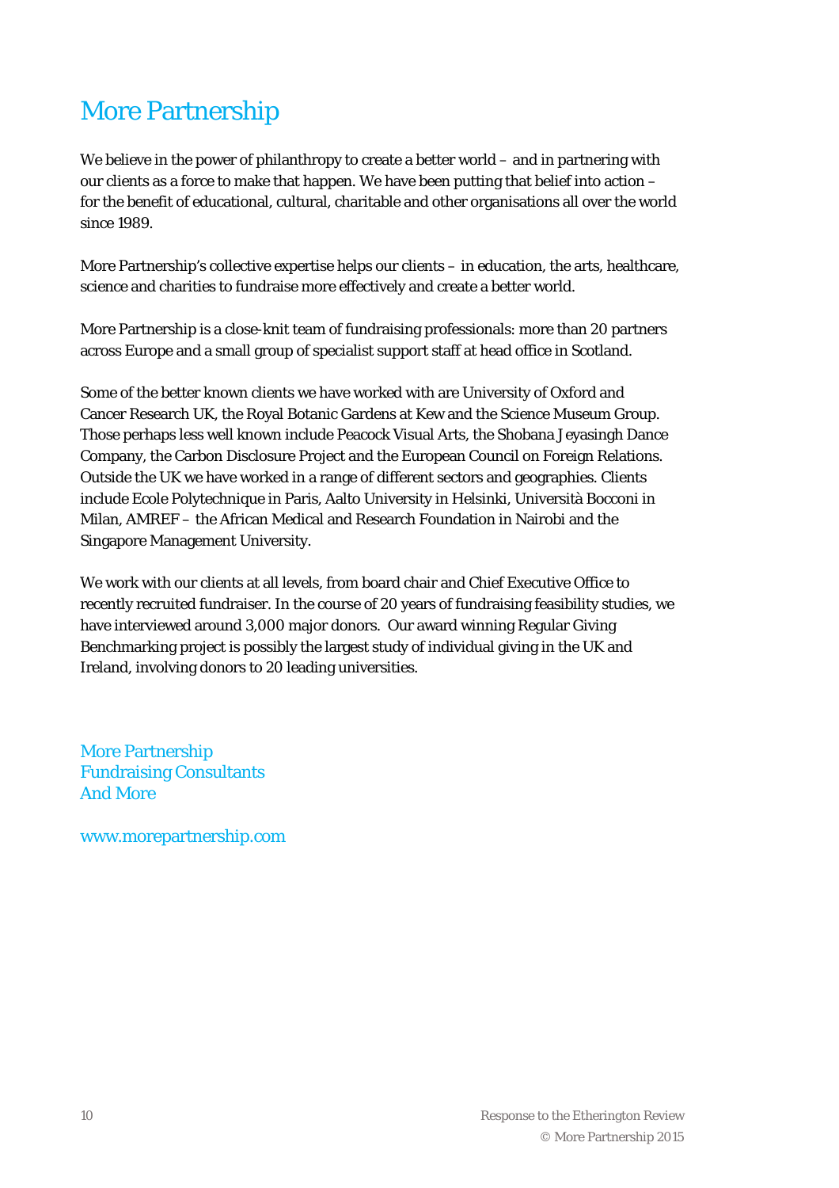# More Partnership

We believe in the power of philanthropy to create a better world – and in partnering with our clients as a force to make that happen. We have been putting that belief into action – for the benefit of educational, cultural, charitable and other organisations all over the world since 1989.

More Partnership's collective expertise helps our clients – in education, the arts, healthcare, science and charities to fundraise more effectively and create a better world.

More Partnership is a close-knit team of fundraising professionals: more than 20 partners across Europe and a small group of specialist support staff at head office in Scotland.

Some of the better known clients we have worked with are University of Oxford and Cancer Research UK, the Royal Botanic Gardens at Kew and the Science Museum Group. Those perhaps less well known include Peacock Visual Arts, the Shobana Jeyasingh Dance Company, the Carbon Disclosure Project and the European Council on Foreign Relations. Outside the UK we have worked in a range of different sectors and geographies. Clients include Ecole Polytechnique in Paris, Aalto University in Helsinki, Università Bocconi in Milan, AMREF – the African Medical and Research Foundation in Nairobi and the Singapore Management University.

We work with our clients at all levels, from board chair and Chief Executive Office to recently recruited fundraiser. In the course of 20 years of fundraising feasibility studies, we have interviewed around 3,000 major donors. Our award winning Regular Giving Benchmarking project is possibly the largest study of individual giving in the UK and Ireland, involving donors to 20 leading universities.

More Partnership
Fundraising Consultants
And More

www.morepartnership.com